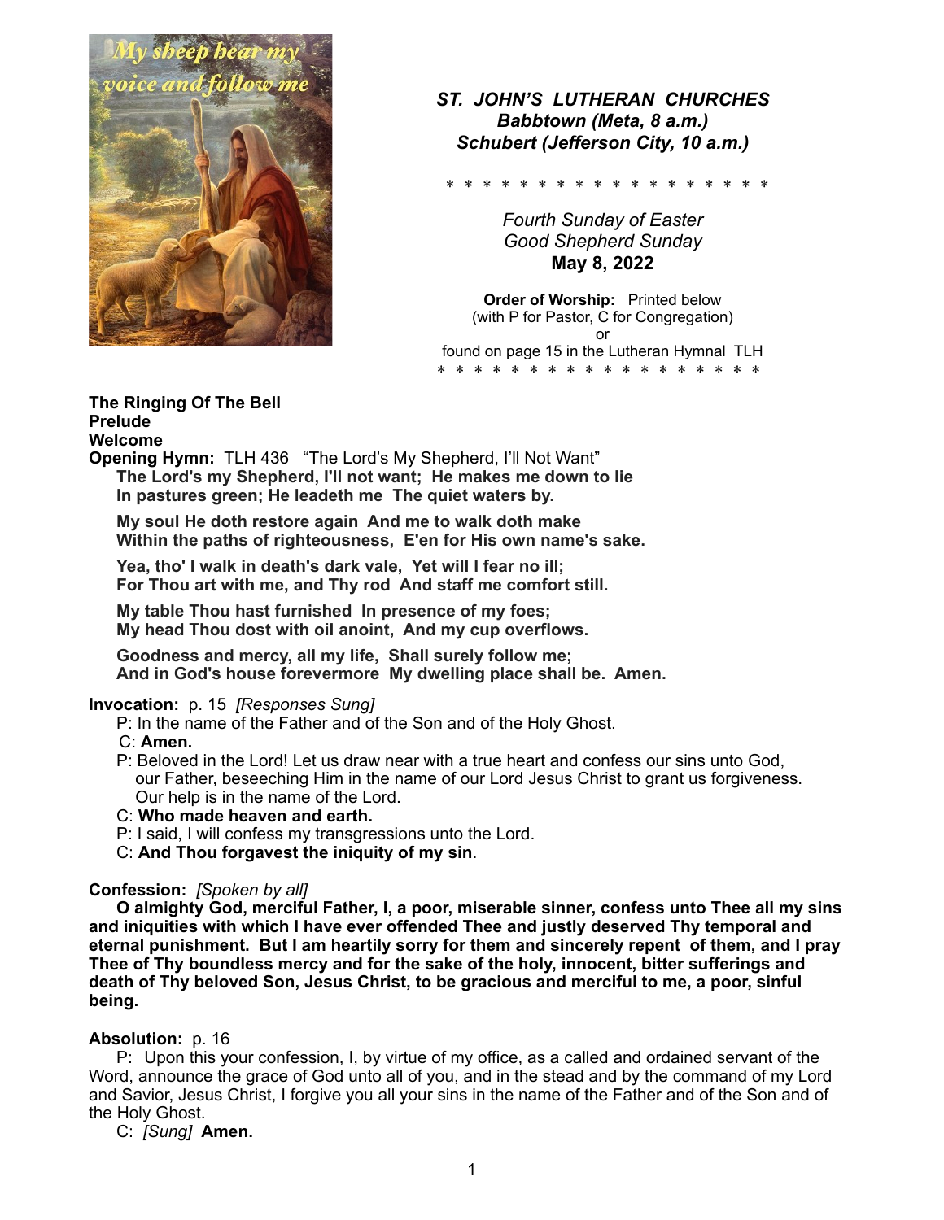My sheep hear my voice and follow me

***ST. JOHN'S LUTHERAN CHURCHES***
***Babbtown (Meta, 8 a.m.)***
***Schubert (Jefferson City, 10 a.m.)***

\* \* \* \* \* \* \* \* \* \* \* \* \* \* \* \* \* \*

*Fourth Sunday of Easter*
*Good Shepherd Sunday*
**May 8, 2022**

**Order of Worship:** Printed below
(with P for Pastor, C for Congregation)
or
found on page 15 in the Lutheran Hymnal TLH

\* \* \* \* \* \* \* \* \* \* \* \* \* \* \* \* \* \* \*

**The Ringing Of The Bell**
**Prelude**
**Welcome**
**Opening Hymn:** TLH 436 "The Lord's My Shepherd, I'll Not Want"

**The Lord's my Shepherd, I'll not want; He makes me down to lie**
**In pastures green; He leadeth me The quiet waters by.**

**My soul He doth restore again And me to walk doth make**
**Within the paths of righteousness, E'en for His own name's sake.**

**Yea, tho' I walk in death's dark vale, Yet will I fear no ill;**
**For Thou art with me, and Thy rod And staff me comfort still.**

**My table Thou hast furnished In presence of my foes;**
**My head Thou dost with oil anoint, And my cup overflows.**

**Goodness and mercy, all my life, Shall surely follow me;**
**And in God's house forevermore My dwelling place shall be. Amen.**

**Invocation:** p. 15 *[Responses Sung]*

P: In the name of the Father and of the Son and of the Holy Ghost.
C: **Amen.**
P: Beloved in the Lord! Let us draw near with a true heart and confess our sins unto God, our Father, beseeching Him in the name of our Lord Jesus Christ to grant us forgiveness. Our help is in the name of the Lord.
C: **Who made heaven and earth.**
P: I said, I will confess my transgressions unto the Lord.
C: **And Thou forgavest the iniquity of my sin**.

**Confession:** *[Spoken by all]*

**O almighty God, merciful Father, I, a poor, miserable sinner, confess unto Thee all my sins and iniquities with which I have ever offended Thee and justly deserved Thy temporal and eternal punishment. But I am heartily sorry for them and sincerely repent of them, and I pray Thee of Thy boundless mercy and for the sake of the holy, innocent, bitter sufferings and death of Thy beloved Son, Jesus Christ, to be gracious and merciful to me, a poor, sinful being.**

**Absolution:** p. 16

P: Upon this your confession, I, by virtue of my office, as a called and ordained servant of the Word, announce the grace of God unto all of you, and in the stead and by the command of my Lord and Savior, Jesus Christ, I forgive you all your sins in the name of the Father and of the Son and of the Holy Ghost.
C: *[Sung]* **Amen.**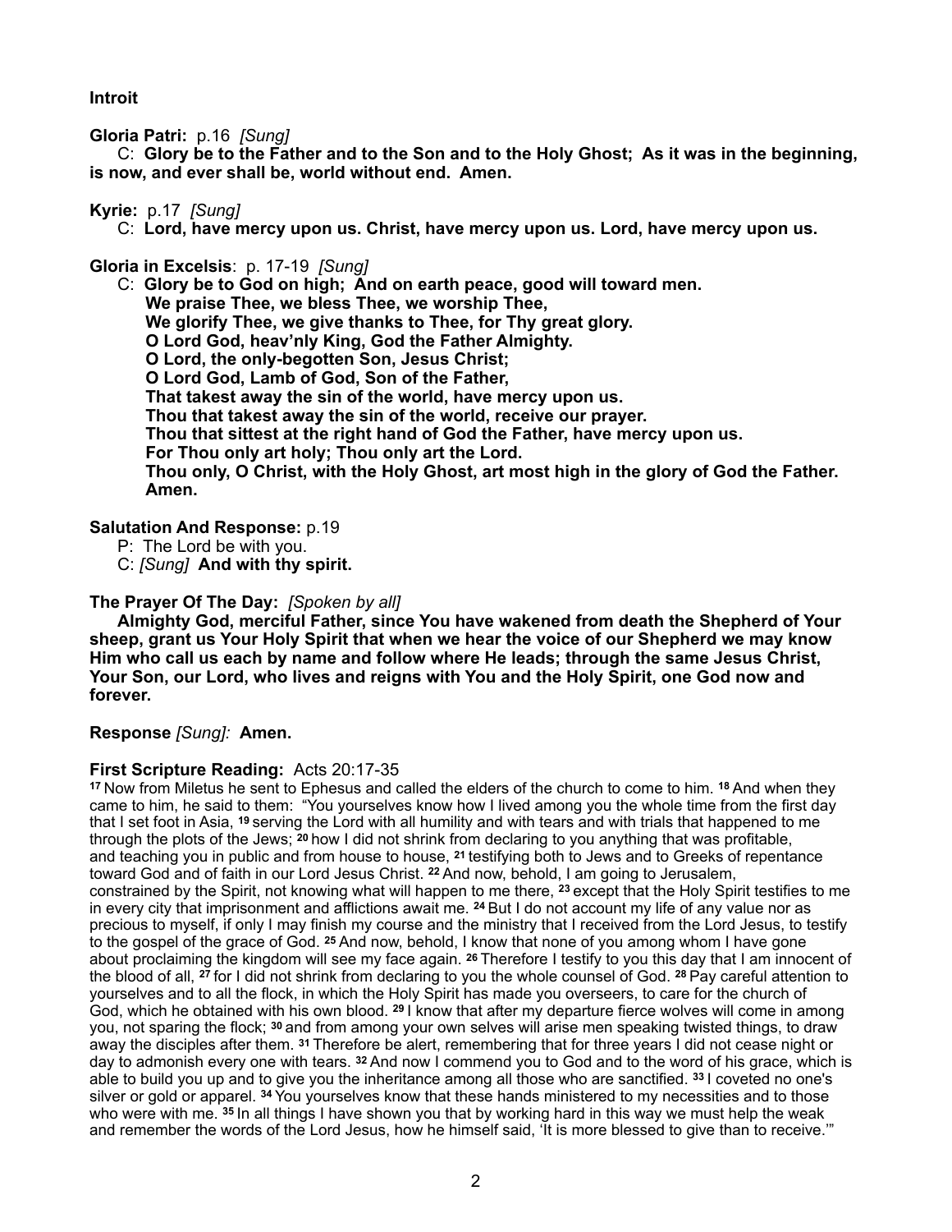**Introit**

**Gloria Patri:** p.16 *[Sung]*

C: **Glory be to the Father and to the Son and to the Holy Ghost; As it was in the beginning, is now, and ever shall be, world without end. Amen.**

**Kyrie:** p.17 *[Sung]*

C: **Lord, have mercy upon us. Christ, have mercy upon us. Lord, have mercy upon us.**

**Gloria in Excelsis**: p. 17-19 *[Sung]*

C: **Glory be to God on high; And on earth peace, good will toward men.**
**We praise Thee, we bless Thee, we worship Thee,**
**We glorify Thee, we give thanks to Thee, for Thy great glory.**
**O Lord God, heav'nly King, God the Father Almighty.**
**O Lord, the only-begotten Son, Jesus Christ;**
**O Lord God, Lamb of God, Son of the Father,**
**That takest away the sin of the world, have mercy upon us.**
**Thou that takest away the sin of the world, receive our prayer.**
**Thou that sittest at the right hand of God the Father, have mercy upon us.**
**For Thou only art holy; Thou only art the Lord.**
**Thou only, O Christ, with the Holy Ghost, art most high in the glory of God the Father. Amen.**

**Salutation And Response:** p.19

P: The Lord be with you.
C: *[Sung]* **And with thy spirit.**

**The Prayer Of The Day:** *[Spoken by all]*

**Almighty God, merciful Father, since You have wakened from death the Shepherd of Your sheep, grant us Your Holy Spirit that when we hear the voice of our Shepherd we may know Him who call us each by name and follow where He leads; through the same Jesus Christ, Your Son, our Lord, who lives and reigns with You and the Holy Spirit, one God now and forever.**

**Response** *[Sung]:* **Amen.**

**First Scripture Reading:** Acts 20:17-35

**17** Now from Miletus he sent to Ephesus and called the elders of the church to come to him. **18** And when they came to him, he said to them: "You yourselves know how I lived among you the whole time from the first day that I set foot in Asia, **19** serving the Lord with all humility and with tears and with trials that happened to me through the plots of the Jews; **20** how I did not shrink from declaring to you anything that was profitable, and teaching you in public and from house to house, **21** testifying both to Jews and to Greeks of repentance toward God and of faith in our Lord Jesus Christ. **22** And now, behold, I am going to Jerusalem, constrained by the Spirit, not knowing what will happen to me there, **23** except that the Holy Spirit testifies to me in every city that imprisonment and afflictions await me. **24** But I do not account my life of any value nor as precious to myself, if only I may finish my course and the ministry that I received from the Lord Jesus, to testify to the gospel of the grace of God. **25** And now, behold, I know that none of you among whom I have gone about proclaiming the kingdom will see my face again. **26** Therefore I testify to you this day that I am innocent of the blood of all, **27** for I did not shrink from declaring to you the whole counsel of God. **28** Pay careful attention to yourselves and to all the flock, in which the Holy Spirit has made you overseers, to care for the church of God, which he obtained with his own blood. **29** I know that after my departure fierce wolves will come in among you, not sparing the flock; **30** and from among your own selves will arise men speaking twisted things, to draw away the disciples after them. **31** Therefore be alert, remembering that for three years I did not cease night or day to admonish every one with tears. **32** And now I commend you to God and to the word of his grace, which is able to build you up and to give you the inheritance among all those who are sanctified. **33** I coveted no one's silver or gold or apparel. **34** You yourselves know that these hands ministered to my necessities and to those who were with me. **35** In all things I have shown you that by working hard in this way we must help the weak and remember the words of the Lord Jesus, how he himself said, 'It is more blessed to give than to receive.'"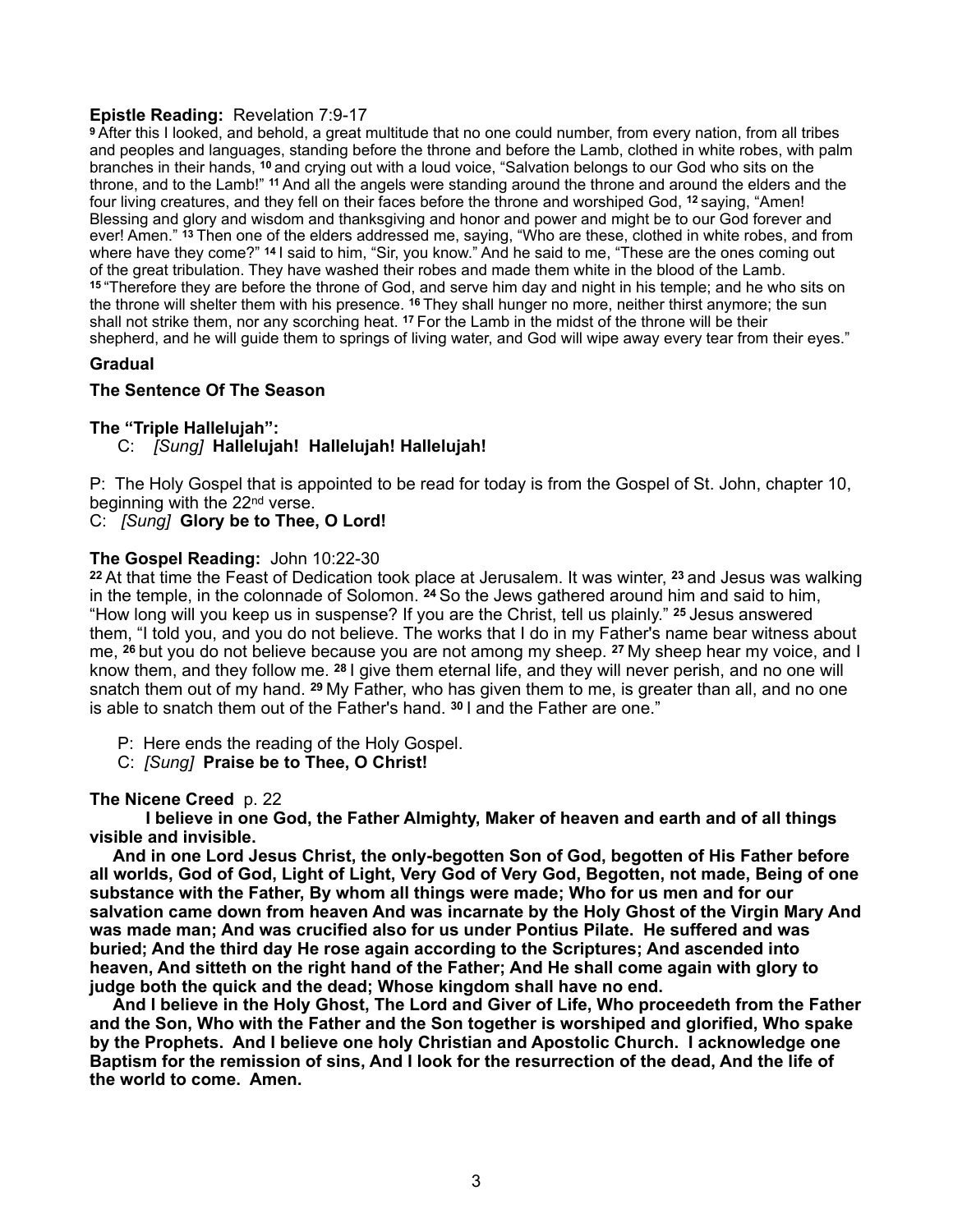**Epistle Reading:** Revelation 7:9-17

9 After this I looked, and behold, a great multitude that no one could number, from every nation, from all tribes and peoples and languages, standing before the throne and before the Lamb, clothed in white robes, with palm branches in their hands, 10 and crying out with a loud voice, "Salvation belongs to our God who sits on the throne, and to the Lamb!" 11 And all the angels were standing around the throne and around the elders and the four living creatures, and they fell on their faces before the throne and worshiped God, 12 saying, "Amen! Blessing and glory and wisdom and thanksgiving and honor and power and might be to our God forever and ever! Amen." 13 Then one of the elders addressed me, saying, "Who are these, clothed in white robes, and from where have they come?" 14 I said to him, "Sir, you know." And he said to me, "These are the ones coming out of the great tribulation. They have washed their robes and made them white in the blood of the Lamb. 15 "Therefore they are before the throne of God, and serve him day and night in his temple; and he who sits on the throne will shelter them with his presence. 16 They shall hunger no more, neither thirst anymore; the sun shall not strike them, nor any scorching heat. 17 For the Lamb in the midst of the throne will be their shepherd, and he will guide them to springs of living water, and God will wipe away every tear from their eyes."

**Gradual**

**The Sentence Of The Season**

**The "Triple Hallelujah":**

C: *[Sung]* **Hallelujah! Hallelujah! Hallelujah!**

P: The Holy Gospel that is appointed to be read for today is from the Gospel of St. John, chapter 10, beginning with the 22nd verse.

C: *[Sung]* **Glory be to Thee, O Lord!**

**The Gospel Reading:** John 10:22-30

22 At that time the Feast of Dedication took place at Jerusalem. It was winter, 23 and Jesus was walking in the temple, in the colonnade of Solomon. 24 So the Jews gathered around him and said to him, "How long will you keep us in suspense? If you are the Christ, tell us plainly." 25 Jesus answered them, "I told you, and you do not believe. The works that I do in my Father's name bear witness about me, 26 but you do not believe because you are not among my sheep. 27 My sheep hear my voice, and I know them, and they follow me. 28 I give them eternal life, and they will never perish, and no one will snatch them out of my hand. 29 My Father, who has given them to me, is greater than all, and no one is able to snatch them out of the Father's hand. 30 I and the Father are one."

P: Here ends the reading of the Holy Gospel.

C: *[Sung]* **Praise be to Thee, O Christ!**

**The Nicene Creed** p. 22

**I believe in one God, the Father Almighty, Maker of heaven and earth and of all things visible and invisible.**

**And in one Lord Jesus Christ, the only-begotten Son of God, begotten of His Father before all worlds, God of God, Light of Light, Very God of Very God, Begotten, not made, Being of one substance with the Father, By whom all things were made; Who for us men and for our salvation came down from heaven And was incarnate by the Holy Ghost of the Virgin Mary And was made man; And was crucified also for us under Pontius Pilate. He suffered and was buried; And the third day He rose again according to the Scriptures; And ascended into heaven, And sitteth on the right hand of the Father; And He shall come again with glory to judge both the quick and the dead; Whose kingdom shall have no end.**

**And I believe in the Holy Ghost, The Lord and Giver of Life, Who proceedeth from the Father and the Son, Who with the Father and the Son together is worshiped and glorified, Who spake by the Prophets. And I believe one holy Christian and Apostolic Church. I acknowledge one Baptism for the remission of sins, And I look for the resurrection of the dead, And the life of the world to come. Amen.**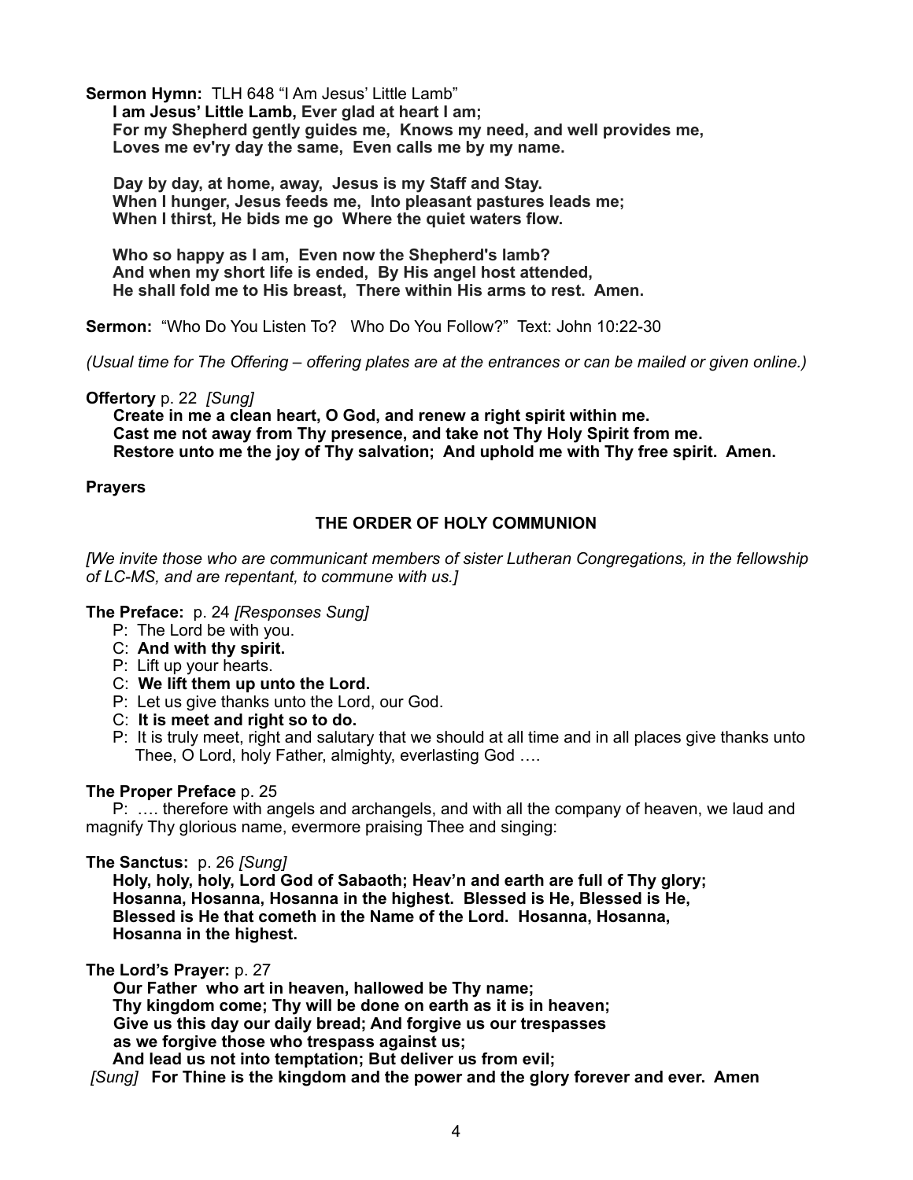**Sermon Hymn:** TLH 648 "I Am Jesus' Little Lamb"

**I am Jesus' Little Lamb, Ever glad at heart I am;**
**For my Shepherd gently guides me, Knows my need, and well provides me,**
**Loves me ev'ry day the same, Even calls me by my name.**

**Day by day, at home, away, Jesus is my Staff and Stay.**
**When I hunger, Jesus feeds me, Into pleasant pastures leads me;**
**When I thirst, He bids me go Where the quiet waters flow.**

**Who so happy as I am, Even now the Shepherd's lamb?**
**And when my short life is ended, By His angel host attended,**
**He shall fold me to His breast, There within His arms to rest. Amen.**

**Sermon:** "Who Do You Listen To? Who Do You Follow?" Text: John 10:22-30

*(Usual time for The Offering – offering plates are at the entrances or can be mailed or given online.)*

**Offertory** p. 22 *[Sung]*

**Create in me a clean heart, O God, and renew a right spirit within me.**
**Cast me not away from Thy presence, and take not Thy Holy Spirit from me.**
**Restore unto me the joy of Thy salvation; And uphold me with Thy free spirit. Amen.**

**Prayers**

## THE ORDER OF HOLY COMMUNION

*[We invite those who are communicant members of sister Lutheran Congregations, in the fellowship of LC-MS, and are repentant, to commune with us.]*

**The Preface:** p. 24 *[Responses Sung]*

P: The Lord be with you.
C: **And with thy spirit.**
P: Lift up your hearts.
C: **We lift them up unto the Lord.**
P: Let us give thanks unto the Lord, our God.
C: **It is meet and right so to do.**
P: It is truly meet, right and salutary that we should at all time and in all places give thanks unto Thee, O Lord, holy Father, almighty, everlasting God ….

**The Proper Preface** p. 25

P: …. therefore with angels and archangels, and with all the company of heaven, we laud and magnify Thy glorious name, evermore praising Thee and singing:

**The Sanctus:** p. 26 *[Sung]*

**Holy, holy, holy, Lord God of Sabaoth; Heav'n and earth are full of Thy glory;**
**Hosanna, Hosanna, Hosanna in the highest. Blessed is He, Blessed is He,**
**Blessed is He that cometh in the Name of the Lord. Hosanna, Hosanna,**
**Hosanna in the highest.**

**The Lord's Prayer:** p. 27

**Our Father who art in heaven, hallowed be Thy name;**
**Thy kingdom come; Thy will be done on earth as it is in heaven;**
**Give us this day our daily bread; And forgive us our trespasses**
**as we forgive those who trespass against us;**
**And lead us not into temptation; But deliver us from evil;**
*[Sung]* **For Thine is the kingdom and the power and the glory forever and ever. Amen**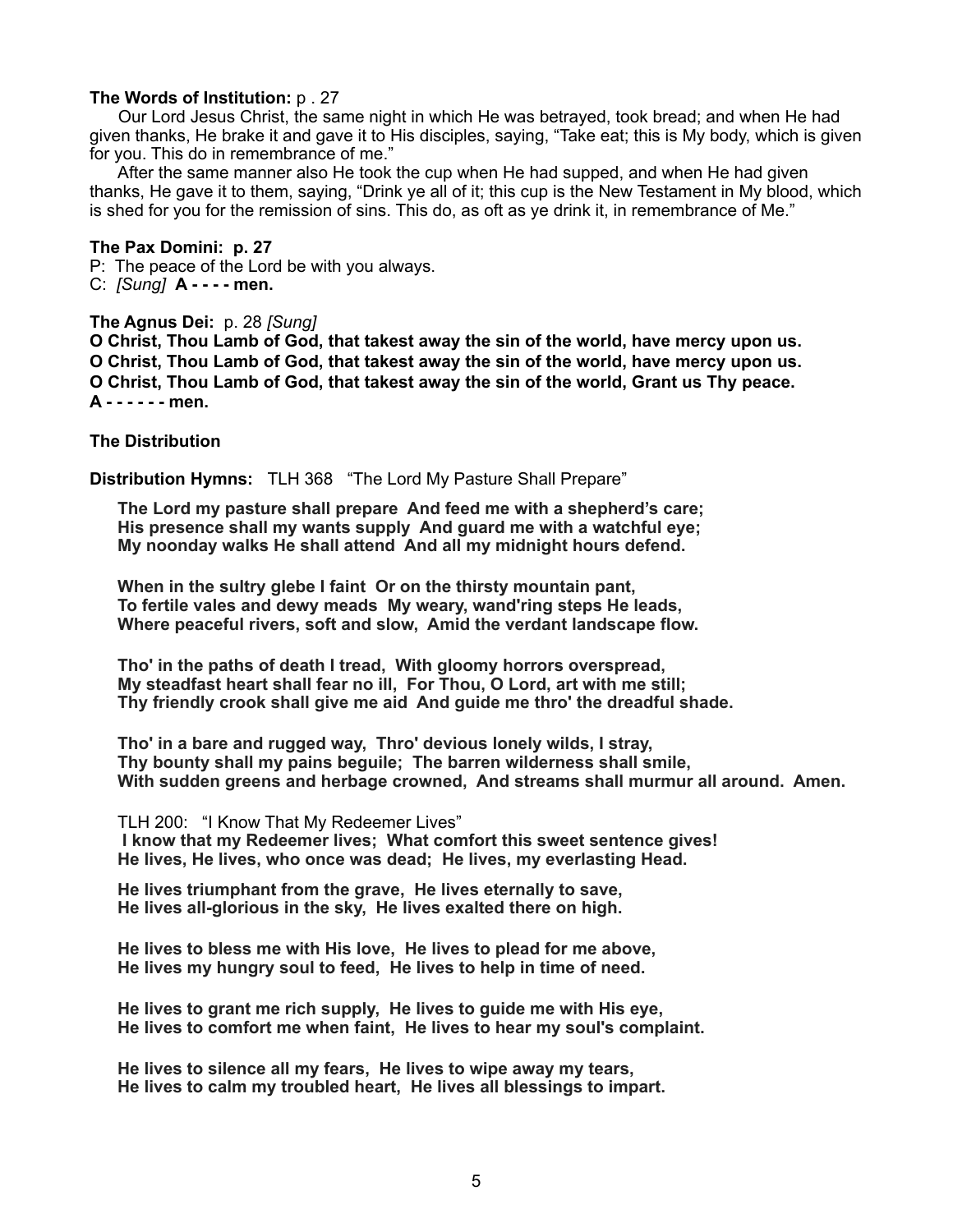**The Words of Institution:** p . 27

Our Lord Jesus Christ, the same night in which He was betrayed, took bread; and when He had given thanks, He brake it and gave it to His disciples, saying, "Take eat; this is My body, which is given for you. This do in remembrance of me."

After the same manner also He took the cup when He had supped, and when He had given thanks, He gave it to them, saying, "Drink ye all of it; this cup is the New Testament in My blood, which is shed for you for the remission of sins. This do, as oft as ye drink it, in remembrance of Me."

**The Pax Domini: p. 27**

P: The peace of the Lord be with you always.
C: *[Sung]* **A - - - - men.**

**The Agnus Dei:** p. 28 *[Sung]*

**O Christ, Thou Lamb of God, that takest away the sin of the world, have mercy upon us.**
**O Christ, Thou Lamb of God, that takest away the sin of the world, have mercy upon us.**
**O Christ, Thou Lamb of God, that takest away the sin of the world, Grant us Thy peace.**
**A - - - - - - men.**

**The Distribution**

**Distribution Hymns:** TLH 368 "The Lord My Pasture Shall Prepare"

**The Lord my pasture shall prepare And feed me with a shepherd's care;**
**His presence shall my wants supply And guard me with a watchful eye;**
**My noonday walks He shall attend And all my midnight hours defend.**

**When in the sultry glebe I faint Or on the thirsty mountain pant,**
**To fertile vales and dewy meads My weary, wand'ring steps He leads,**
**Where peaceful rivers, soft and slow, Amid the verdant landscape flow.**

**Tho' in the paths of death I tread, With gloomy horrors overspread,**
**My steadfast heart shall fear no ill, For Thou, O Lord, art with me still;**
**Thy friendly crook shall give me aid And guide me thro' the dreadful shade.**

**Tho' in a bare and rugged way, Thro' devious lonely wilds, I stray,**
**Thy bounty shall my pains beguile; The barren wilderness shall smile,**
**With sudden greens and herbage crowned, And streams shall murmur all around. Amen.**

TLH 200: "I Know That My Redeemer Lives"

**I know that my Redeemer lives; What comfort this sweet sentence gives!**
**He lives, He lives, who once was dead; He lives, my everlasting Head.**

**He lives triumphant from the grave, He lives eternally to save,**
**He lives all-glorious in the sky, He lives exalted there on high.**

**He lives to bless me with His love, He lives to plead for me above,**
**He lives my hungry soul to feed, He lives to help in time of need.**

**He lives to grant me rich supply, He lives to guide me with His eye,**
**He lives to comfort me when faint, He lives to hear my soul's complaint.**

**He lives to silence all my fears, He lives to wipe away my tears,**
**He lives to calm my troubled heart, He lives all blessings to impart.**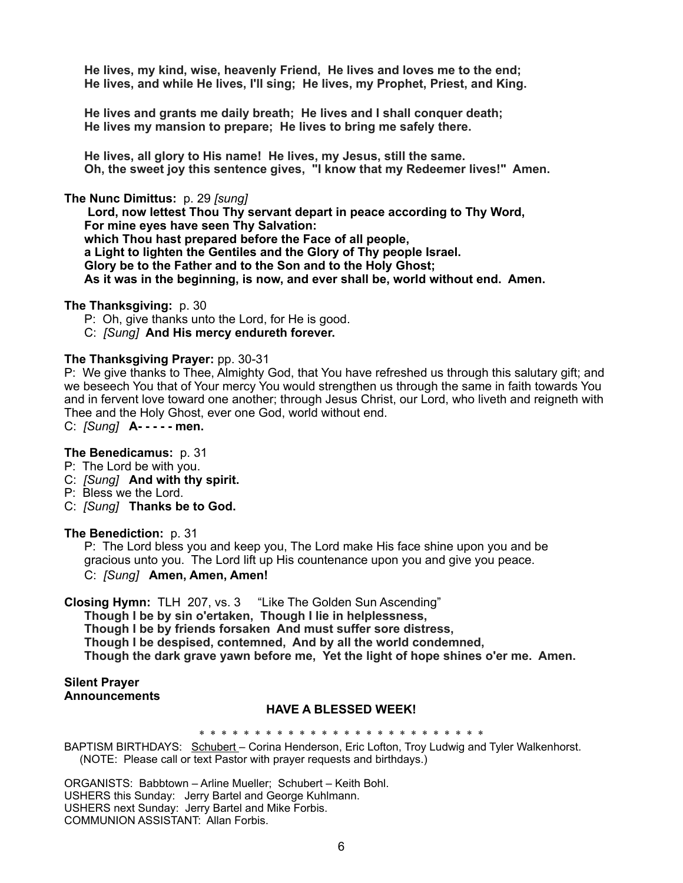**He lives, my kind, wise, heavenly Friend, He lives and loves me to the end;**
**He lives, and while He lives, I'll sing; He lives, my Prophet, Priest, and King.**

**He lives and grants me daily breath; He lives and I shall conquer death;**
**He lives my mansion to prepare; He lives to bring me safely there.**

**He lives, all glory to His name! He lives, my Jesus, still the same.**
**Oh, the sweet joy this sentence gives, "I know that my Redeemer lives!" Amen.**

**The Nunc Dimittus:** p. 29 *[sung]*

**Lord, now lettest Thou Thy servant depart in peace according to Thy Word,**
**For mine eyes have seen Thy Salvation:**
**which Thou hast prepared before the Face of all people,**
**a Light to lighten the Gentiles and the Glory of Thy people Israel.**
**Glory be to the Father and to the Son and to the Holy Ghost;**
**As it was in the beginning, is now, and ever shall be, world without end. Amen.**

**The Thanksgiving:** p. 30

P: Oh, give thanks unto the Lord, for He is good.
C: *[Sung]* **And His mercy endureth forever.**

**The Thanksgiving Prayer:** pp. 30-31

P: We give thanks to Thee, Almighty God, that You have refreshed us through this salutary gift; and we beseech You that of Your mercy You would strengthen us through the same in faith towards You and in fervent love toward one another; through Jesus Christ, our Lord, who liveth and reigneth with Thee and the Holy Ghost, ever one God, world without end.
C: *[Sung]* **A- - - - - men.**

**The Benedicamus:** p. 31

P: The Lord be with you.
C: *[Sung]* **And with thy spirit.**
P: Bless we the Lord.
C: *[Sung]* **Thanks be to God.**

**The Benediction:** p. 31

P: The Lord bless you and keep you, The Lord make His face shine upon you and be gracious unto you. The Lord lift up His countenance upon you and give you peace.
C: *[Sung]* **Amen, Amen, Amen!**

**Closing Hymn:** TLH 207, vs. 3 "Like The Golden Sun Ascending"

**Though I be by sin o'ertaken, Though I lie in helplessness,**
**Though I be by friends forsaken And must suffer sore distress,**
**Though I be despised, contemned, And by all the world condemned,**
**Though the dark grave yawn before me, Yet the light of hope shines o'er me. Amen.**

**Silent Prayer**
**Announcements**

**HAVE A BLESSED WEEK!**

\* \* \* \* \* \* \* \* \* \* \* \* \* \* \* \* \* \* \* \* \* \* \* \* \* \* \*

BAPTISM BIRTHDAYS: Schubert – Corina Henderson, Eric Lofton, Troy Ludwig and Tyler Walkenhorst.
(NOTE: Please call or text Pastor with prayer requests and birthdays.)

ORGANISTS: Babbtown – Arline Mueller; Schubert – Keith Bohl.
USHERS this Sunday: Jerry Bartel and George Kuhlmann.
USHERS next Sunday: Jerry Bartel and Mike Forbis.
COMMUNION ASSISTANT: Allan Forbis.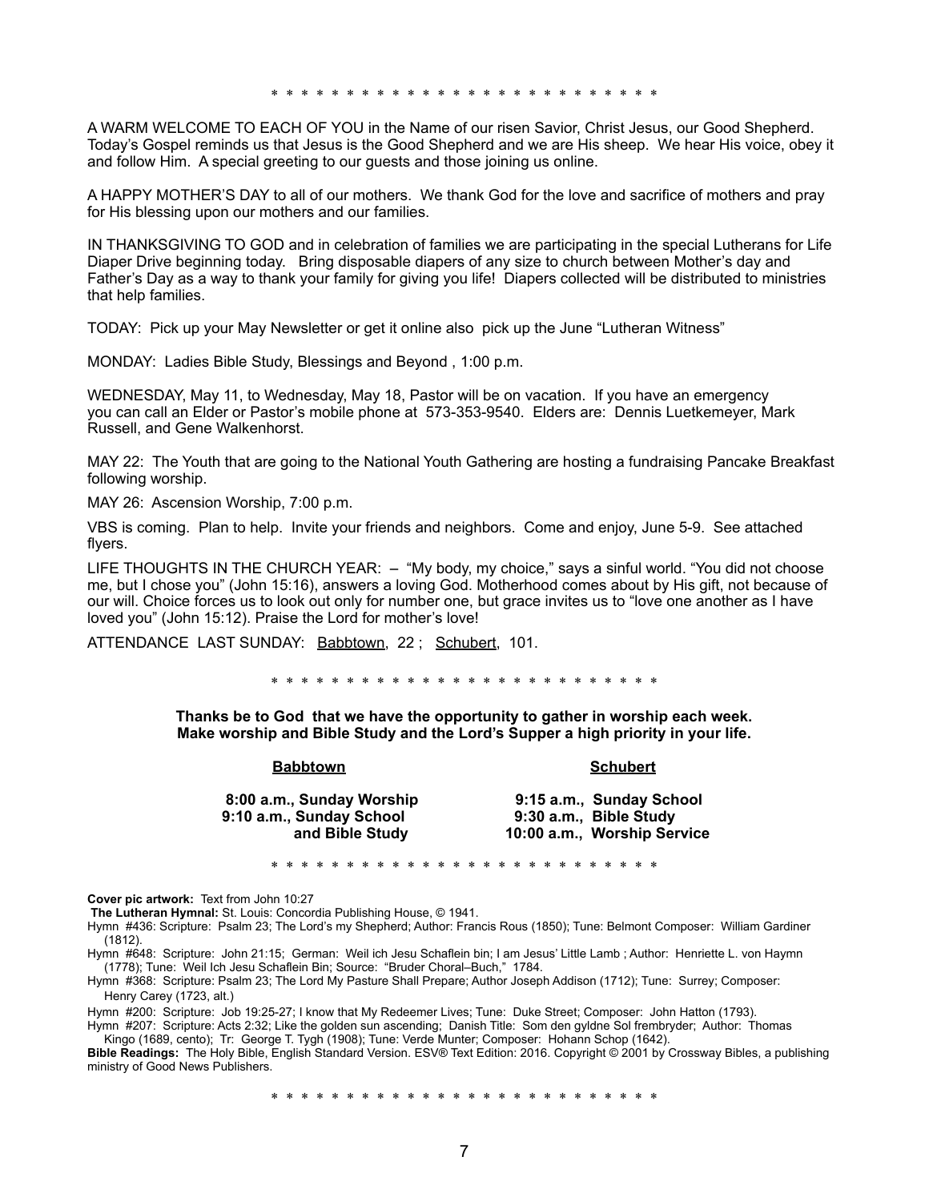\* \* \* \* \* \* \* \* \* \* \* \* \* \* \* \* \* \* \* \* \* \* \* \* \* \* \* \*

A WARM WELCOME TO EACH OF YOU in the Name of our risen Savior, Christ Jesus, our Good Shepherd. Today's Gospel reminds us that Jesus is the Good Shepherd and we are His sheep. We hear His voice, obey it and follow Him. A special greeting to our guests and those joining us online.

A HAPPY MOTHER'S DAY to all of our mothers. We thank God for the love and sacrifice of mothers and pray for His blessing upon our mothers and our families.

IN THANKSGIVING TO GOD and in celebration of families we are participating in the special Lutherans for Life Diaper Drive beginning today. Bring disposable diapers of any size to church between Mother's day and Father's Day as a way to thank your family for giving you life! Diapers collected will be distributed to ministries that help families.

TODAY: Pick up your May Newsletter or get it online also pick up the June "Lutheran Witness"

MONDAY: Ladies Bible Study, Blessings and Beyond , 1:00 p.m.

WEDNESDAY, May 11, to Wednesday, May 18, Pastor will be on vacation. If you have an emergency you can call an Elder or Pastor's mobile phone at 573-353-9540. Elders are: Dennis Luetkemeyer, Mark Russell, and Gene Walkenhorst.

MAY 22: The Youth that are going to the National Youth Gathering are hosting a fundraising Pancake Breakfast following worship.

MAY 26: Ascension Worship, 7:00 p.m.

VBS is coming. Plan to help. Invite your friends and neighbors. Come and enjoy, June 5-9. See attached flyers.

LIFE THOUGHTS IN THE CHURCH YEAR: – "My body, my choice," says a sinful world. "You did not choose me, but I chose you" (John 15:16), answers a loving God. Motherhood comes about by His gift, not because of our will. Choice forces us to look out only for number one, but grace invites us to "love one another as I have loved you" (John 15:12). Praise the Lord for mother's love!

ATTENDANCE LAST SUNDAY: Babbtown, 22 ; Schubert, 101.

\* \* \* \* \* \* \* \* \* \* \* \* \* \* \* \* \* \* \* \* \* \* \* \* \* \* \* \*

**Thanks be to God that we have the opportunity to gather in worship each week.**
**Make worship and Bible Study and the Lord's Supper a high priority in your life.**

| **Babbtown** | **Schubert** |
|---|---|
| **8:00 a.m., Sunday Worship** | **9:15 a.m., Sunday School** |
| **9:10 a.m., Sunday School and Bible Study** | **9:30 a.m., Bible Study** |
| | **10:00 a.m., Worship Service** |

\* \* \* \* \* \* \* \* \* \* \* \* \* \* \* \* \* \* \* \* \* \* \* \* \* \* \* \*

**Cover pic artwork:** Text from John 10:27

**The Lutheran Hymnal:** St. Louis: Concordia Publishing House, © 1941.

Hymn #436: Scripture: Psalm 23; The Lord's my Shepherd; Author: Francis Rous (1850); Tune: Belmont Composer: William Gardiner (1812).

Hymn #648: Scripture: John 21:15; German: Weil ich Jesu Schaflein bin; I am Jesus' Little Lamb ; Author: Henriette L. von Haymn (1778); Tune: Weil Ich Jesu Schaflein Bin; Source: "Bruder Choral–Buch," 1784.

Hymn #368: Scripture: Psalm 23; The Lord My Pasture Shall Prepare; Author Joseph Addison (1712); Tune: Surrey; Composer: Henry Carey (1723, alt.)

Hymn #200: Scripture: Job 19:25-27; I know that My Redeemer Lives; Tune: Duke Street; Composer: John Hatton (1793).

Hymn #207: Scripture: Acts 2:32; Like the golden sun ascending; Danish Title: Som den gyldne Sol frembryder; Author: Thomas Kingo (1689, cento); Tr: George T. Tygh (1908); Tune: Verde Munter; Composer: Hohann Schop (1642).

**Bible Readings:** The Holy Bible, English Standard Version. ESV® Text Edition: 2016. Copyright © 2001 by Crossway Bibles, a publishing ministry of Good News Publishers.

\* \* \* \* \* \* \* \* \* \* \* \* \* \* \* \* \* \* \* \* \* \* \* \* \* \* \* \*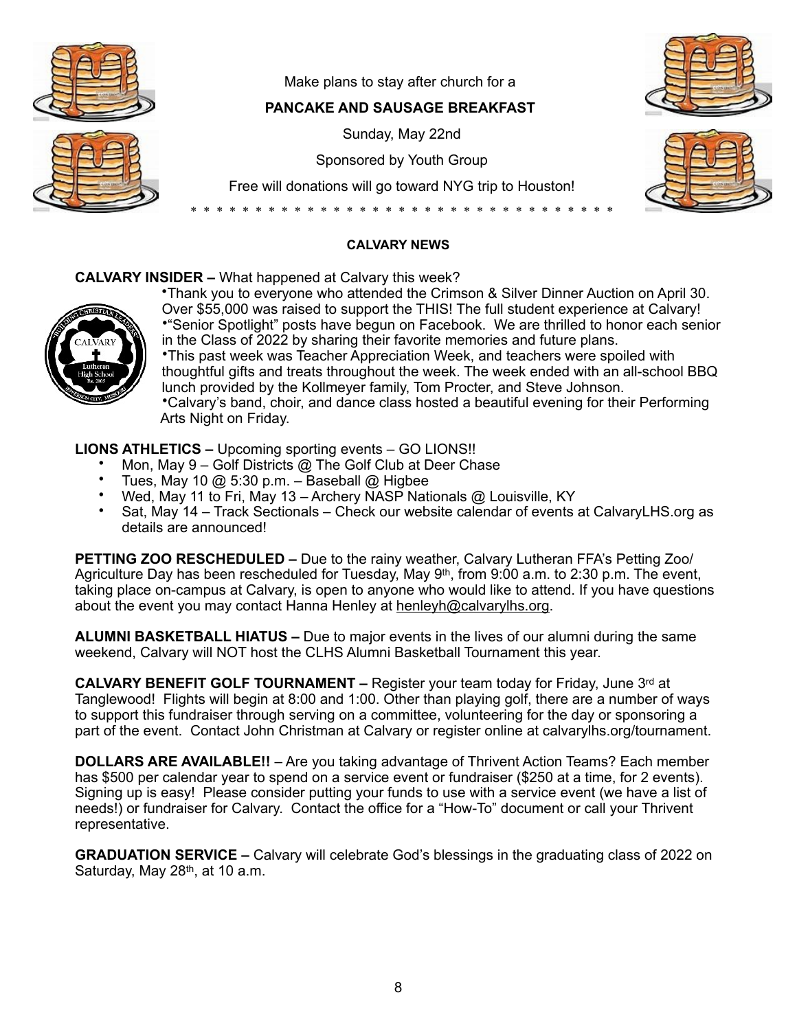Make plans to stay after church for a

**PANCAKE AND SAUSAGE BREAKFAST**

Sunday, May 22nd

Sponsored by Youth Group

Free will donations will go toward NYG trip to Houston!

* * * * * * * * * * * * * * * * * * * * * * * * * * * * * * * * * * *

## CALVARY NEWS

**CALVARY INSIDER –** What happened at Calvary this week?

- Thank you to everyone who attended the Crimson & Silver Dinner Auction on April 30. Over $55,000 was raised to support the THIS! The full student experience at Calvary!
- "Senior Spotlight" posts have begun on Facebook. We are thrilled to honor each senior in the Class of 2022 by sharing their favorite memories and future plans.
- This past week was Teacher Appreciation Week, and teachers were spoiled with thoughtful gifts and treats throughout the week. The week ended with an all-school BBQ lunch provided by the Kollmeyer family, Tom Procter, and Steve Johnson.
- Calvary's band, choir, and dance class hosted a beautiful evening for their Performing Arts Night on Friday.

**LIONS ATHLETICS –** Upcoming sporting events – GO LIONS!!

- Mon, May 9 – Golf Districts @ The Golf Club at Deer Chase
- Tues, May 10 @ 5:30 p.m. – Baseball @ Higbee
- Wed, May 11 to Fri, May 13 – Archery NASP Nationals @ Louisville, KY
- Sat, May 14 – Track Sectionals – Check our website calendar of events at CalvaryLHS.org as details are announced!

**PETTING ZOO RESCHEDULED –** Due to the rainy weather, Calvary Lutheran FFA's Petting Zoo/ Agriculture Day has been rescheduled for Tuesday, May 9th, from 9:00 a.m. to 2:30 p.m. The event, taking place on-campus at Calvary, is open to anyone who would like to attend. If you have questions about the event you may contact Hanna Henley at henleyh@calvarylhs.org.

**ALUMNI BASKETBALL HIATUS –** Due to major events in the lives of our alumni during the same weekend, Calvary will NOT host the CLHS Alumni Basketball Tournament this year.

**CALVARY BENEFIT GOLF TOURNAMENT –** Register your team today for Friday, June 3rd at Tanglewood! Flights will begin at 8:00 and 1:00. Other than playing golf, there are a number of ways to support this fundraiser through serving on a committee, volunteering for the day or sponsoring a part of the event. Contact John Christman at Calvary or register online at calvarylhs.org/tournament.

**DOLLARS ARE AVAILABLE!!** – Are you taking advantage of Thrivent Action Teams? Each member has $500 per calendar year to spend on a service event or fundraiser ($250 at a time, for 2 events). Signing up is easy! Please consider putting your funds to use with a service event (we have a list of needs!) or fundraiser for Calvary. Contact the office for a "How-To" document or call your Thrivent representative.

**GRADUATION SERVICE –** Calvary will celebrate God's blessings in the graduating class of 2022 on Saturday, May 28th, at 10 a.m.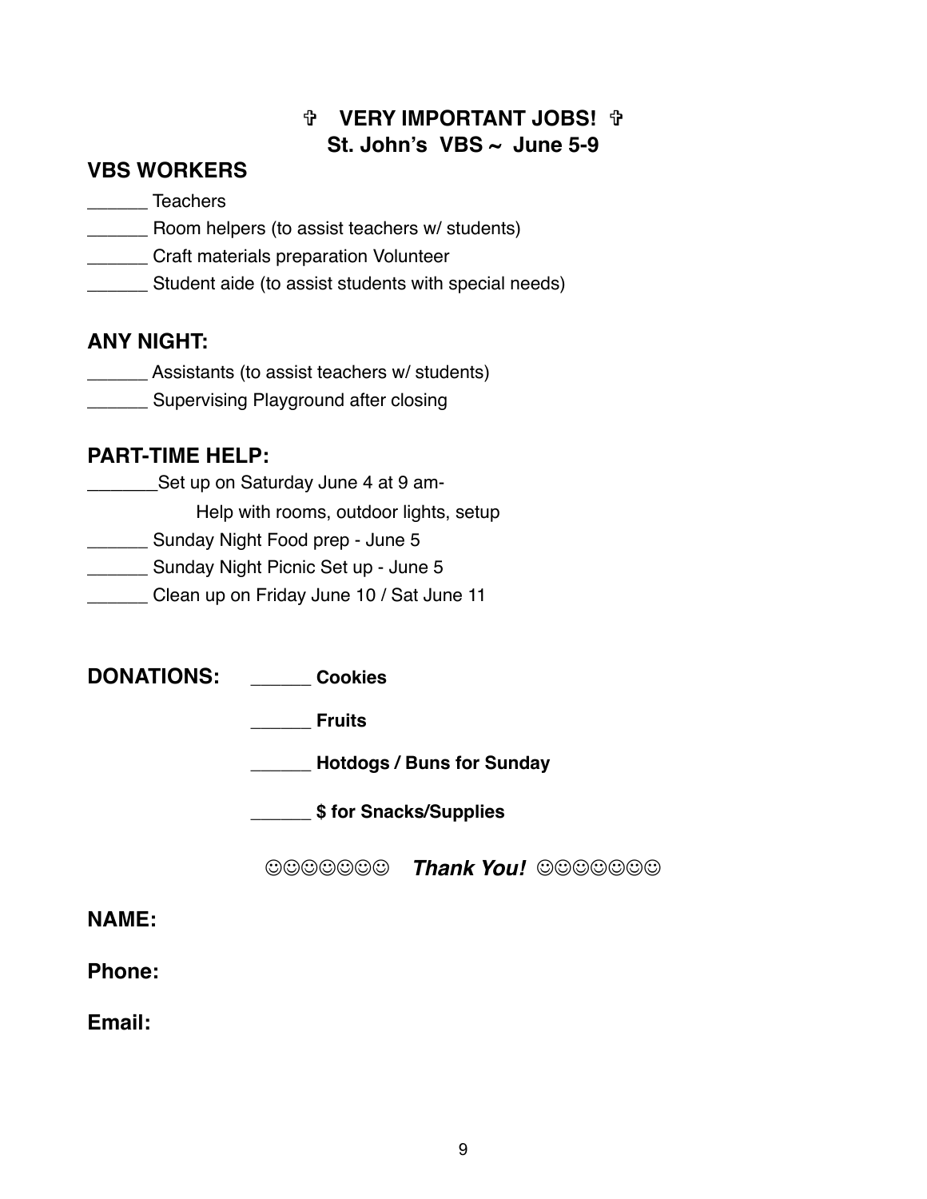# ✞ VERY IMPORTANT JOBS! ✞
## St. John's VBS ~ June 5-9

### VBS WORKERS

______ Teachers

______ Room helpers (to assist teachers w/ students)

______ Craft materials preparation Volunteer

______ Student aide (to assist students with special needs)

### ANY NIGHT:

______ Assistants (to assist teachers w/ students)

______ Supervising Playground after closing

### PART-TIME HELP:

_______Set up on Saturday June 4 at 9 am-

Help with rooms, outdoor lights, setup

______ Sunday Night Food prep - June 5

______ Sunday Night Picnic Set up - June 5

______ Clean up on Friday June 10 / Sat June 11

**DONATIONS:** ______ **Cookies**

______ **Fruits**

______ **Hotdogs / Buns for Sunday**

______ **$ for Snacks/Supplies**

☺☺☺☺☺☺☺ ***Thank You!*** ☺☺☺☺☺☺☺

**NAME:**

**Phone:**

**Email:**